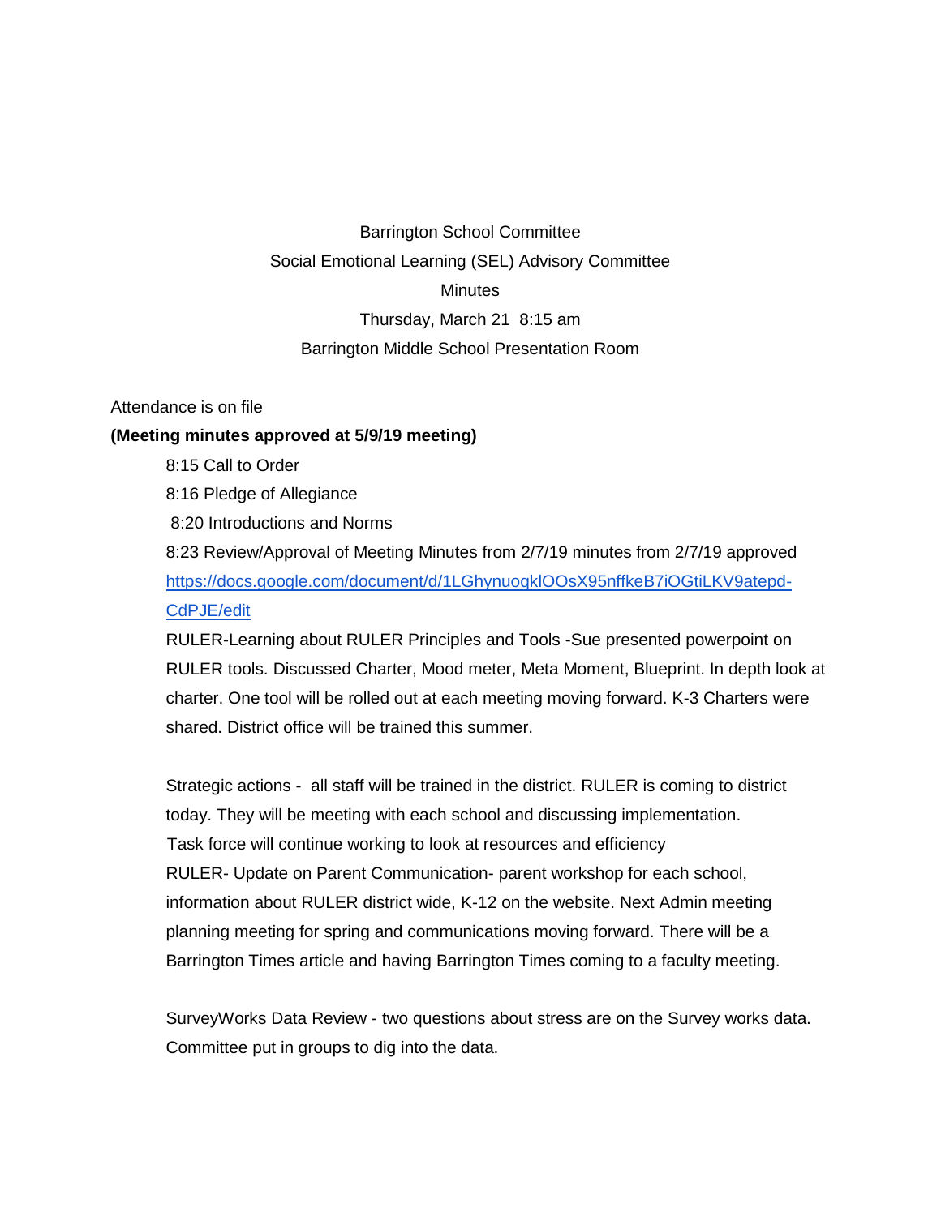Barrington School Committee

Social Emotional Learning (SEL) Advisory Committee

Minutes

Thursday, March 21 8:15 am

Barrington Middle School Presentation Room

Attendance is on file

**(Meeting minutes approved at 5/9/19 meeting)**

8:15 Call to Order

8:16 Pledge of Allegiance

8:20 Introductions and Norms

8:23 Review/Approval of Meeting Minutes from 2/7/19 minutes from 2/7/19 approved [https://docs.google.com/document/d/1LGhynuoqklOOsX95nffkeB7iOGtiLKV9atepd-CdPJE/edit](https://docs.google.com/document/d/1LGhynuoqklOOsX95nffkeB7iOGtiLKV9atepd-CdPJE/edit)

RULER-Learning about RULER Principles and Tools -Sue presented powerpoint on RULER tools. Discussed Charter, Mood meter, Meta Moment, Blueprint. In depth look at charter. One tool will be rolled out at each meeting moving forward. K-3 Charters were shared. District office will be trained this summer.

Strategic actions - all staff will be trained in the district. RULER is coming to district today. They will be meeting with each school and discussing implementation.

Task force will continue working to look at resources and efficiency

RULER- Update on Parent Communication- parent workshop for each school, information about RULER district wide, K-12 on the website. Next Admin meeting planning meeting for spring and communications moving forward. There will be a Barrington Times article and having Barrington Times coming to a faculty meeting.

SurveyWorks Data Review - two questions about stress are on the Survey works data. Committee put in groups to dig into the data.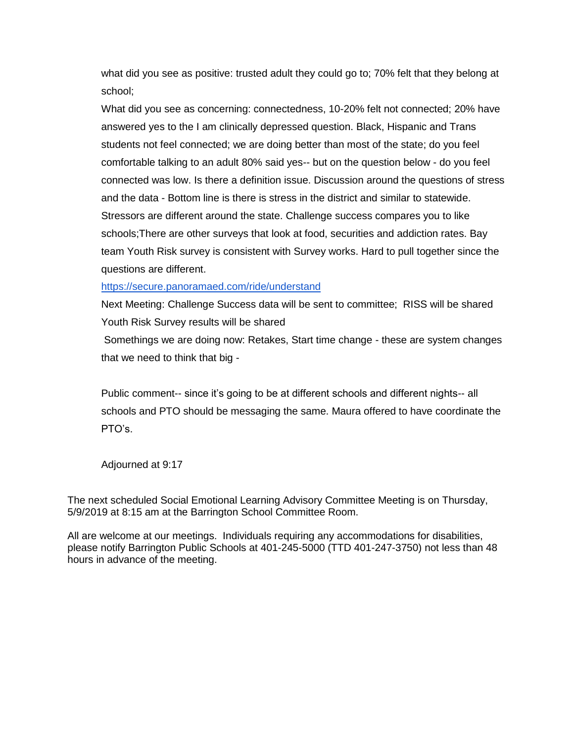what did you see as positive: trusted adult they could go to; 70% felt that they belong at school;

What did you see as concerning: connectedness, 10-20% felt not connected; 20% have answered yes to the I am clinically depressed question. Black, Hispanic and Trans students not feel connected; we are doing better than most of the state; do you feel comfortable talking to an adult 80% said yes-- but on the question below - do you feel connected was low. Is there a definition issue. Discussion around the questions of stress and the data - Bottom line is there is stress in the district and similar to statewide. Stressors are different around the state. Challenge success compares you to like schools;There are other surveys that look at food, securities and addiction rates. Bay team Youth Risk survey is consistent with Survey works. Hard to pull together since the questions are different.

https://secure.panoramaed.com/ride/understand

Next Meeting: Challenge Success data will be sent to committee; RISS will be shared Youth Risk Survey results will be shared

Somethings we are doing now: Retakes, Start time change - these are system changes that we need to think that big -

Public comment-- since it's going to be at different schools and different nights-- all schools and PTO should be messaging the same. Maura offered to have coordinate the PTO's.

Adjourned at 9:17

The next scheduled Social Emotional Learning Advisory Committee Meeting is on Thursday, 5/9/2019 at 8:15 am at the Barrington School Committee Room.

All are welcome at our meetings. Individuals requiring any accommodations for disabilities, please notify Barrington Public Schools at 401-245-5000 (TTD 401-247-3750) not less than 48 hours in advance of the meeting.